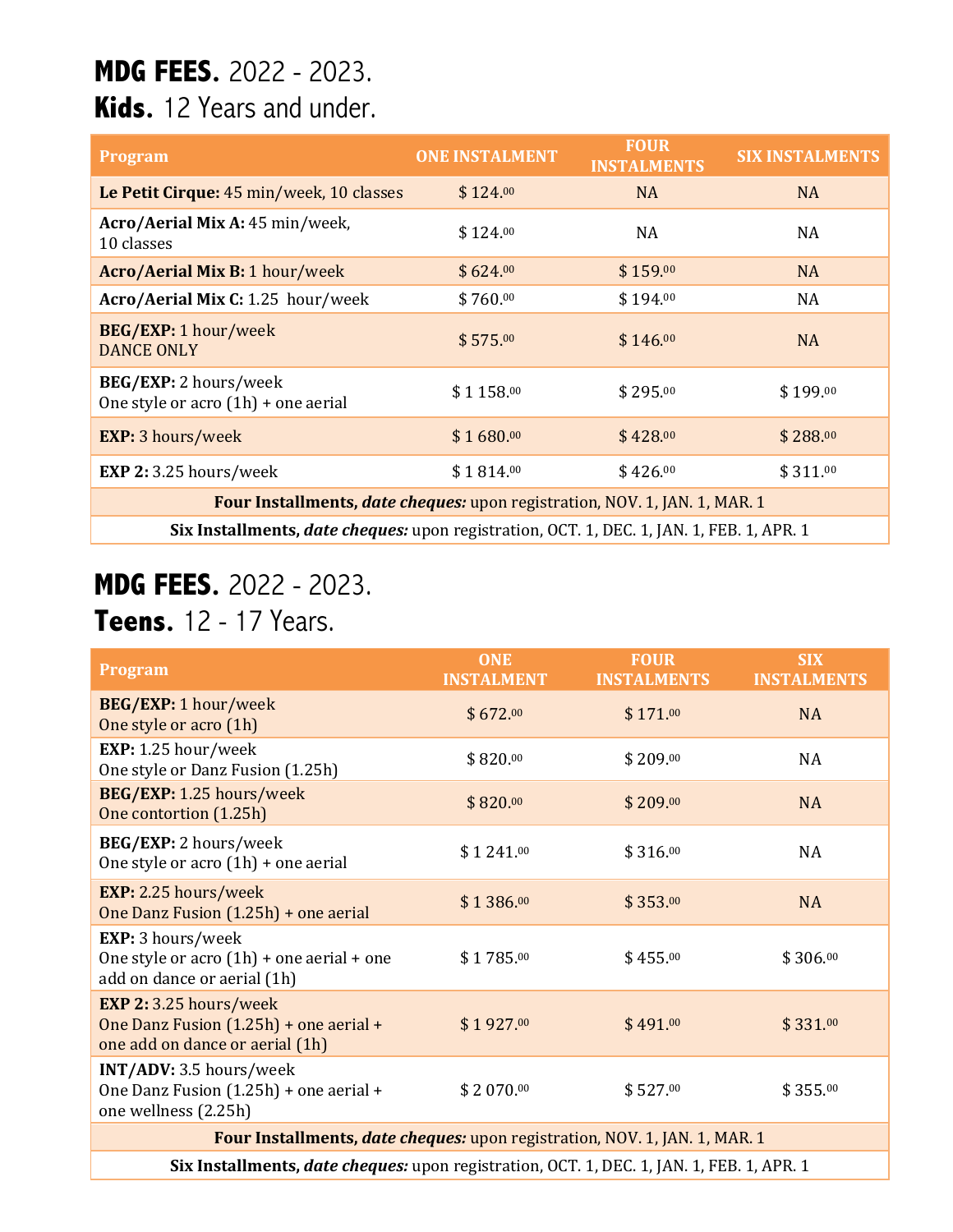# **MDG FEES.** 2022 - 2023.

## **Kids.** 12 Years and under.

| Program | ONE INSTALMENT | FOUR INSTALMENTS | SIX INSTALMENTS |
|---|---|---|---|
| **Le Petit Cirque:** 45 min/week, 10 classes | $ 124.00 | NA | NA |
| **Acro/Aerial Mix A:** 45 min/week, 10 classes | $ 124.00 | NA | NA |
| **Acro/Aerial Mix B:** 1 hour/week | $ 624.00 | $ 159.00 | NA |
| **Acro/Aerial Mix C:** 1.25 hour/week | $ 760.00 | $ 194.00 | NA |
| **BEG/EXP:** 1 hour/week DANCE ONLY | $ 575.00 | $ 146.00 | NA |
| **BEG/EXP:** 2 hours/week One style or acro (1h) + one aerial | $ 1 158.00 | $ 295.00 | $ 199.00 |
| **EXP:** 3 hours/week | $ 1 680.00 | $ 428.00 | $ 288.00 |
| **EXP 2:** 3.25 hours/week | $ 1 814.00 | $ 426.00 | $ 311.00 |
| **Four Installments, *date cheques:*** upon registration, NOV. 1, JAN. 1, MAR. 1 | | | |
| **Six Installments, *date cheques:*** upon registration, OCT. 1, DEC. 1, JAN. 1, FEB. 1, APR. 1 | | | |

# **MDG FEES.** 2022 - 2023.

## **Teens.** 12 - 17 Years.

| Program | ONE INSTALMENT | FOUR INSTALMENTS | SIX INSTALMENTS |
|---|---|---|---|
| **BEG/EXP:** 1 hour/week One style or acro (1h) | $ 672.00 | $ 171.00 | NA |
| **EXP:** 1.25 hour/week One style or Danz Fusion (1.25h) | $ 820.00 | $ 209.00 | NA |
| **BEG/EXP:** 1.25 hours/week One contortion (1.25h) | $ 820.00 | $ 209.00 | NA |
| **BEG/EXP:** 2 hours/week One style or acro (1h) + one aerial | $ 1 241.00 | $ 316.00 | NA |
| **EXP:** 2.25 hours/week One Danz Fusion (1.25h) + one aerial | $ 1 386.00 | $ 353.00 | NA |
| **EXP:** 3 hours/week One style or acro (1h) + one aerial + one add on dance or aerial (1h) | $ 1 785.00 | $ 455.00 | $ 306.00 |
| **EXP 2:** 3.25 hours/week One Danz Fusion (1.25h) + one aerial + one add on dance or aerial (1h) | $ 1 927.00 | $ 491.00 | $ 331.00 |
| **INT/ADV:** 3.5 hours/week One Danz Fusion (1.25h) + one aerial + one wellness (2.25h) | $ 2 070.00 | $ 527.00 | $ 355.00 |
| **Four Installments, *date cheques:*** upon registration, NOV. 1, JAN. 1, MAR. 1 | | | |
| **Six Installments, *date cheques:*** upon registration, OCT. 1, DEC. 1, JAN. 1, FEB. 1, APR. 1 | | | |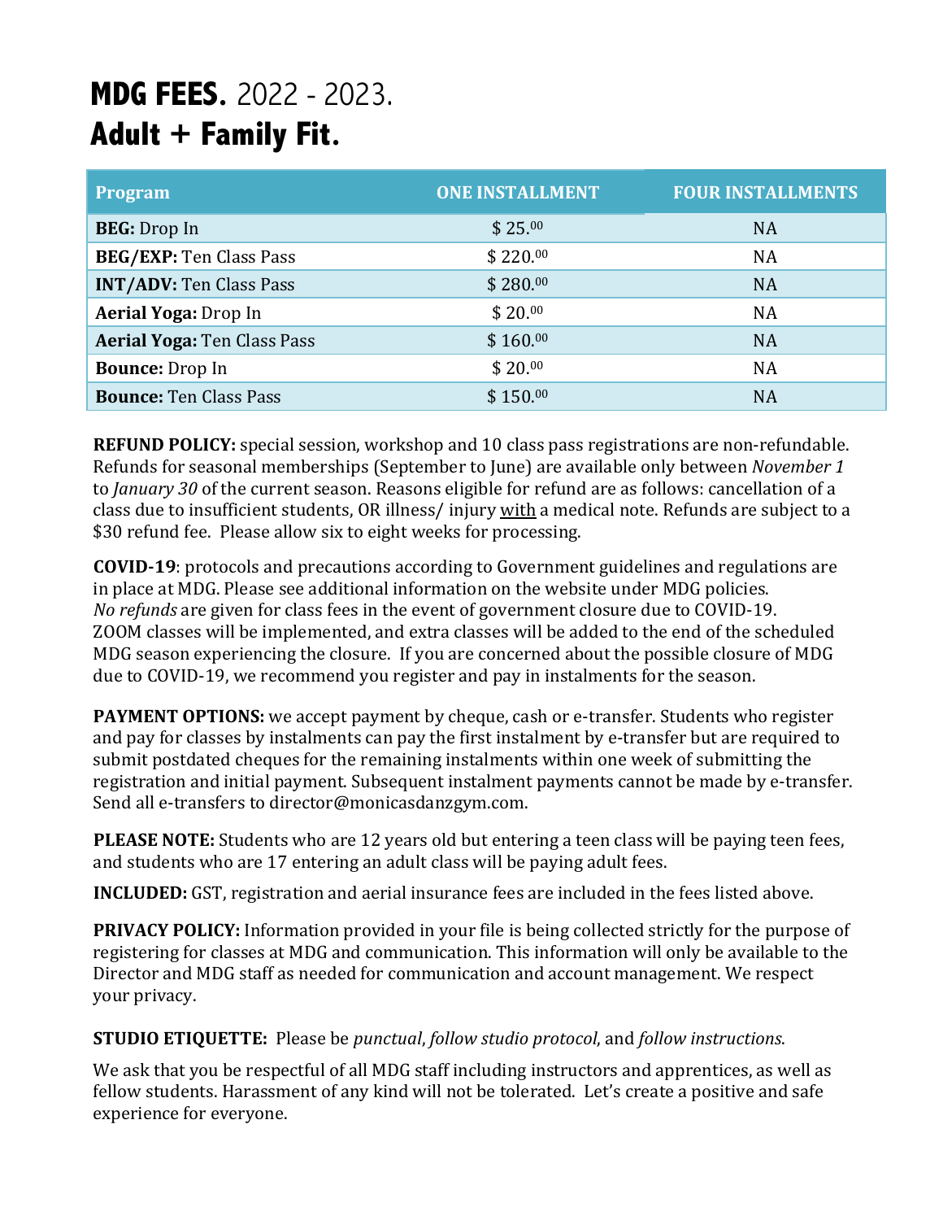# **MDG FEES.** 2022 - 2023.
# **Adult + Family Fit.**

| Program | ONE INSTALLMENT | FOUR INSTALLMENTS |
|---|---|---|
| **BEG:** Drop In | $ 25.00 | NA |
| **BEG/EXP:** Ten Class Pass | $ 220.00 | NA |
| **INT/ADV:** Ten Class Pass | $ 280.00 | NA |
| **Aerial Yoga:** Drop In | $ 20.00 | NA |
| **Aerial Yoga:** Ten Class Pass | $ 160.00 | NA |
| **Bounce:** Drop In | $ 20.00 | NA |
| **Bounce:** Ten Class Pass | $ 150.00 | NA |

**REFUND POLICY:** special session, workshop and 10 class pass registrations are non-refundable. Refunds for seasonal memberships (September to June) are available only between *November 1* to *January 30* of the current season. Reasons eligible for refund are as follows: cancellation of a class due to insufficient students, OR illness/ injury with a medical note. Refunds are subject to a $30 refund fee. Please allow six to eight weeks for processing.

**COVID-19**: protocols and precautions according to Government guidelines and regulations are in place at MDG. Please see additional information on the website under MDG policies. *No refunds* are given for class fees in the event of government closure due to COVID-19. ZOOM classes will be implemented, and extra classes will be added to the end of the scheduled MDG season experiencing the closure. If you are concerned about the possible closure of MDG due to COVID-19, we recommend you register and pay in instalments for the season.

**PAYMENT OPTIONS:** we accept payment by cheque, cash or e-transfer. Students who register and pay for classes by instalments can pay the first instalment by e-transfer but are required to submit postdated cheques for the remaining instalments within one week of submitting the registration and initial payment. Subsequent instalment payments cannot be made by e-transfer. Send all e-transfers to director@monicasdanzgym.com.

**PLEASE NOTE:** Students who are 12 years old but entering a teen class will be paying teen fees, and students who are 17 entering an adult class will be paying adult fees.

**INCLUDED:** GST, registration and aerial insurance fees are included in the fees listed above.

**PRIVACY POLICY:** Information provided in your file is being collected strictly for the purpose of registering for classes at MDG and communication. This information will only be available to the Director and MDG staff as needed for communication and account management. We respect your privacy.

**STUDIO ETIQUETTE:** Please be *punctual*, *follow studio protocol*, and *follow instructions.*

We ask that you be respectful of all MDG staff including instructors and apprentices, as well as fellow students. Harassment of any kind will not be tolerated. Let's create a positive and safe experience for everyone.